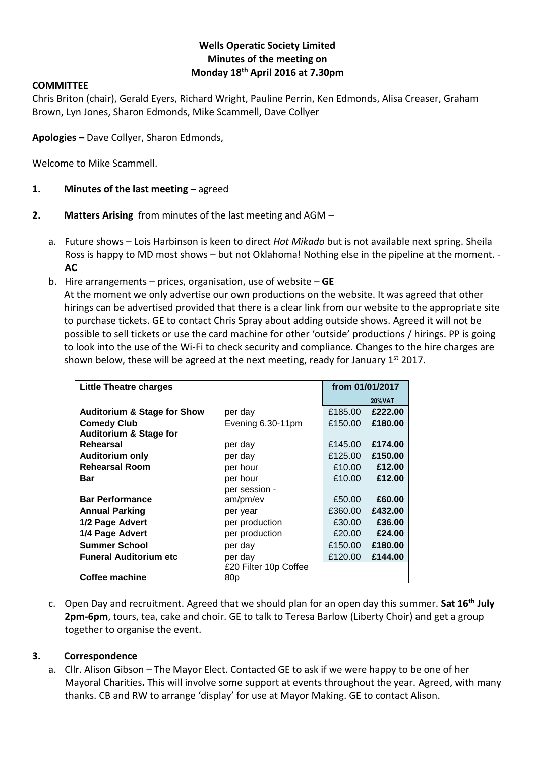**Wells Operatic Society Limited**
**Minutes of the meeting on**
**Monday 18th April 2016 at 7.30pm**

**COMMITTEE**

Chris Briton (chair), Gerald Eyers, Richard Wright, Pauline Perrin, Ken Edmonds, Alisa Creaser, Graham Brown, Lyn Jones, Sharon Edmonds, Mike Scammell, Dave Collyer

**Apologies –** Dave Collyer, Sharon Edmonds,

Welcome to Mike Scammell.

1. **Minutes of the last meeting –** agreed

2. **Matters Arising** from minutes of the last meeting and AGM –

   a. Future shows – Lois Harbinson is keen to direct *Hot Mikado* but is not available next spring. Sheila Ross is happy to MD most shows – but not Oklahoma! Nothing else in the pipeline at the moment. - **AC**

   b. Hire arrangements – prices, organisation, use of website – **GE**
   At the moment we only advertise our own productions on the website. It was agreed that other hirings can be advertised provided that there is a clear link from our website to the appropriate site to purchase tickets. GE to contact Chris Spray about adding outside shows. Agreed it will not be possible to sell tickets or use the card machine for other 'outside' productions / hirings. PP is going to look into the use of the Wi-Fi to check security and compliance. Changes to the hire charges are shown below, these will be agreed at the next meeting, ready for January 1st 2017.

| **Little Theatre charges** | | **from 01/01/2017** | |
|---|---|---|---|
| | | | **20%VAT** |
| **Auditorium & Stage for Show** | per day | £185.00 | **£222.00** |
| **Comedy Club** | Evening 6.30-11pm | £150.00 | **£180.00** |
| **Auditorium & Stage for Rehearsal** | per day | £145.00 | **£174.00** |
| **Auditorium only** | per day | £125.00 | **£150.00** |
| **Rehearsal Room** | per hour | £10.00 | **£12.00** |
| **Bar** | per hour | £10.00 | **£12.00** |
| **Bar Performance** | per session - am/pm/ev | £50.00 | **£60.00** |
| **Annual Parking** | per year | £360.00 | **£432.00** |
| **1/2 Page Advert** | per production | £30.00 | **£36.00** |
| **1/4 Page Advert** | per production | £20.00 | **£24.00** |
| **Summer School** | per day | £150.00 | **£180.00** |
| **Funeral Auditorium etc** | per day | £120.00 | **£144.00** |
| **Coffee machine** | £20 Filter 10p Coffee 80p | | |

   c. Open Day and recruitment. Agreed that we should plan for an open day this summer. **Sat 16th July 2pm-6pm**, tours, tea, cake and choir. GE to talk to Teresa Barlow (Liberty Choir) and get a group together to organise the event.

3. **Correspondence**

   a. Cllr. Alison Gibson – The Mayor Elect. Contacted GE to ask if we were happy to be one of her Mayoral Charities**.** This will involve some support at events throughout the year. Agreed, with many thanks. CB and RW to arrange 'display' for use at Mayor Making. GE to contact Alison.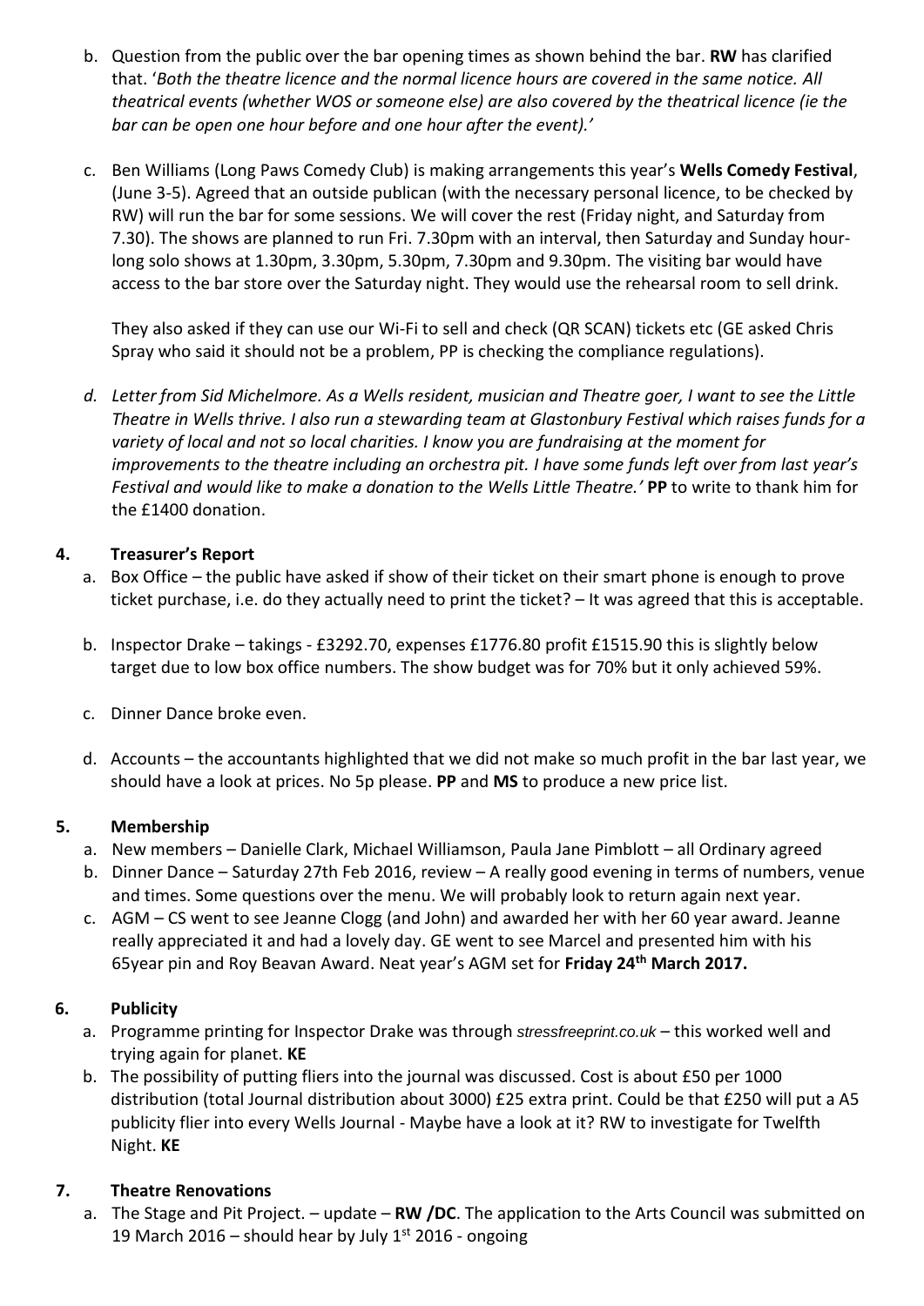b. Question from the public over the bar opening times as shown behind the bar. **RW** has clarified that. '*Both the theatre licence and the normal licence hours are covered in the same notice. All theatrical events (whether WOS or someone else) are also covered by the theatrical licence (ie the bar can be open one hour before and one hour after the event).'*

c. Ben Williams (Long Paws Comedy Club) is making arrangements this year's **Wells Comedy Festival**, (June 3-5). Agreed that an outside publican (with the necessary personal licence, to be checked by RW) will run the bar for some sessions. We will cover the rest (Friday night, and Saturday from 7.30). The shows are planned to run Fri. 7.30pm with an interval, then Saturday and Sunday hour-long solo shows at 1.30pm, 3.30pm, 5.30pm, 7.30pm and 9.30pm. The visiting bar would have access to the bar store over the Saturday night. They would use the rehearsal room to sell drink.

   They also asked if they can use our Wi-Fi to sell and check (QR SCAN) tickets etc (GE asked Chris Spray who said it should not be a problem, PP is checking the compliance regulations).

d. *Letter from Sid Michelmore. As a Wells resident, musician and Theatre goer, I want to see the Little Theatre in Wells thrive. I also run a stewarding team at Glastonbury Festival which raises funds for a variety of local and not so local charities. I know you are fundraising at the moment for improvements to the theatre including an orchestra pit. I have some funds left over from last year's Festival and would like to make a donation to the Wells Little Theatre.'* **PP** to write to thank him for the £1400 donation.

## 4. Treasurer's Report

a. Box Office – the public have asked if show of their ticket on their smart phone is enough to prove ticket purchase, i.e. do they actually need to print the ticket? – It was agreed that this is acceptable.

b. Inspector Drake – takings - £3292.70, expenses £1776.80 profit £1515.90 this is slightly below target due to low box office numbers. The show budget was for 70% but it only achieved 59%.

c. Dinner Dance broke even.

d. Accounts – the accountants highlighted that we did not make so much profit in the bar last year, we should have a look at prices. No 5p please. **PP** and **MS** to produce a new price list.

## 5. Membership

a. New members – Danielle Clark, Michael Williamson, Paula Jane Pimblott – all Ordinary agreed

b. Dinner Dance – Saturday 27th Feb 2016, review – A really good evening in terms of numbers, venue and times. Some questions over the menu. We will probably look to return again next year.

c. AGM – CS went to see Jeanne Clogg (and John) and awarded her with her 60 year award. Jeanne really appreciated it and had a lovely day. GE went to see Marcel and presented him with his 65year pin and Roy Beavan Award. Neat year's AGM set for **Friday 24th March 2017.**

## 6. Publicity

a. Programme printing for Inspector Drake was through *stressfreeprint.co.uk* – this worked well and trying again for planet. **KE**

b. The possibility of putting fliers into the journal was discussed. Cost is about £50 per 1000 distribution (total Journal distribution about 3000) £25 extra print. Could be that £250 will put a A5 publicity flier into every Wells Journal - Maybe have a look at it? RW to investigate for Twelfth Night. **KE**

## 7. Theatre Renovations

a. The Stage and Pit Project. – update – **RW /DC**. The application to the Arts Council was submitted on 19 March 2016 – should hear by July 1st 2016 - ongoing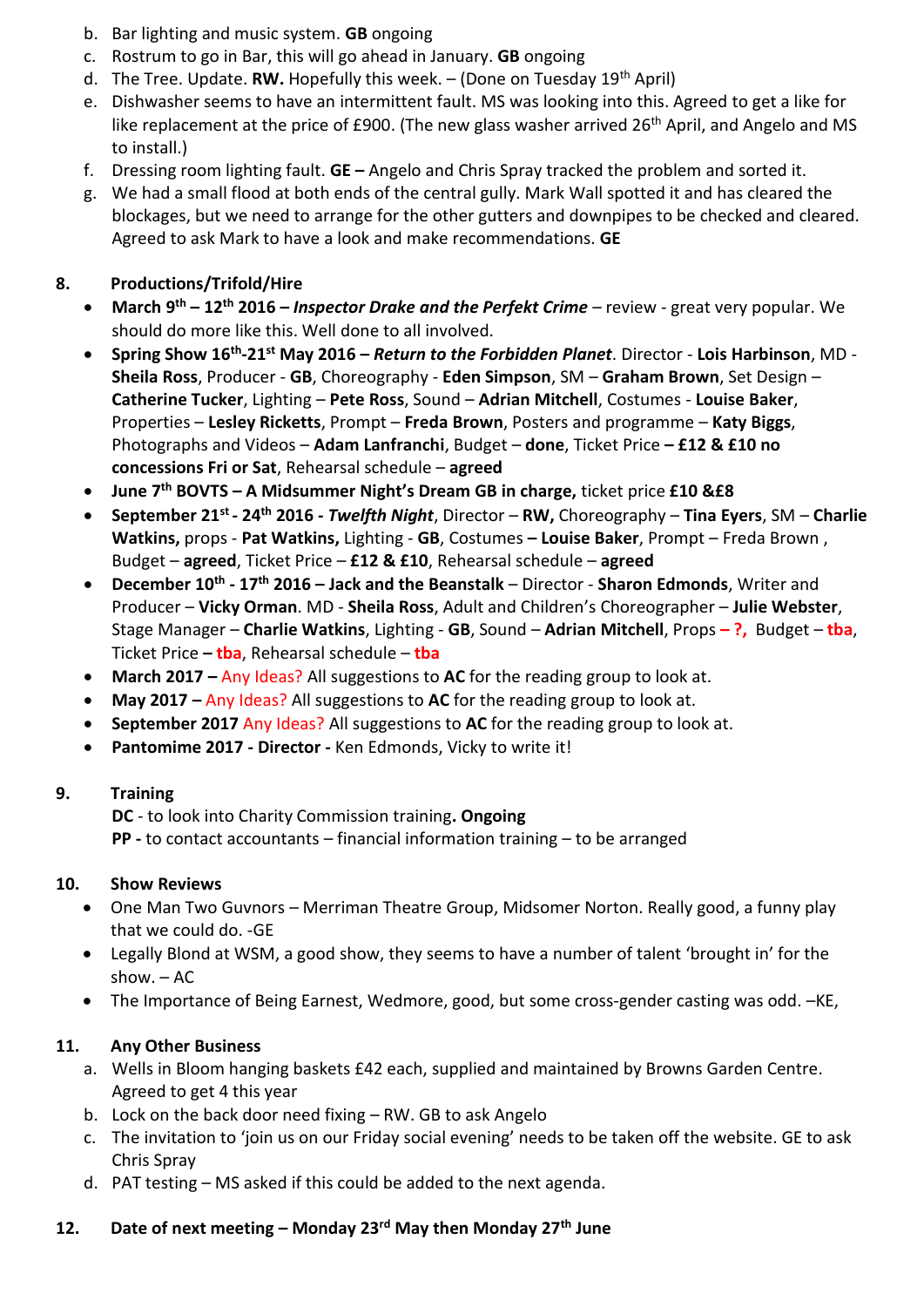b. Bar lighting and music system. **GB** ongoing
c. Rostrum to go in Bar, this will go ahead in January. **GB** ongoing
d. The Tree. Update. **RW.** Hopefully this week. – (Done on Tuesday 19th April)
e. Dishwasher seems to have an intermittent fault. MS was looking into this. Agreed to get a like for like replacement at the price of £900. (The new glass washer arrived 26th April, and Angelo and MS to install.)
f. Dressing room lighting fault. **GE –** Angelo and Chris Spray tracked the problem and sorted it.
g. We had a small flood at both ends of the central gully. Mark Wall spotted it and has cleared the blockages, but we need to arrange for the other gutters and downpipes to be checked and cleared. Agreed to ask Mark to have a look and make recommendations. **GE**

## 8. Productions/Trifold/Hire

- **March 9th – 12th 2016 –** ***Inspector Drake and the Perfekt Crime*** – review - great very popular. We should do more like this. Well done to all involved.
- **Spring Show 16th-21st May 2016 –** ***Return to the Forbidden Planet***. Director - **Lois Harbinson**, MD - **Sheila Ross**, Producer - **GB**, Choreography - **Eden Simpson**, SM – **Graham Brown**, Set Design – **Catherine Tucker**, Lighting – **Pete Ross**, Sound – **Adrian Mitchell**, Costumes - **Louise Baker**, Properties – **Lesley Ricketts**, Prompt – **Freda Brown**, Posters and programme – **Katy Biggs**, Photographs and Videos – **Adam Lanfranchi**, Budget – **done**, Ticket Price **– £12 & £10 no concessions Fri or Sat**, Rehearsal schedule – **agreed**
- **June 7th BOVTS – A Midsummer Night's Dream GB in charge,** ticket price **£10 &£8**
- **September 21st - 24th 2016 -** ***Twelfth Night***, Director – **RW,** Choreography – **Tina Eyers**, SM – **Charlie Watkins,** props - **Pat Watkins,** Lighting - **GB**, Costumes **– Louise Baker**, Prompt – Freda Brown , Budget – **agreed**, Ticket Price – **£12 & £10**, Rehearsal schedule – **agreed**
- **December 10th - 17th 2016 – Jack and the Beanstalk** – Director - **Sharon Edmonds**, Writer and Producer – **Vicky Orman**. MD - **Sheila Ross**, Adult and Children's Choreographer – **Julie Webster**, Stage Manager – **Charlie Watkins**, Lighting - **GB**, Sound – **Adrian Mitchell**, Props **– ?,** Budget – **tba**, Ticket Price **– tba**, Rehearsal schedule – **tba**
- **March 2017 –** Any Ideas? All suggestions to **AC** for the reading group to look at.
- **May 2017 –** Any Ideas? All suggestions to **AC** for the reading group to look at.
- **September 2017** Any Ideas? All suggestions to **AC** for the reading group to look at.
- **Pantomime 2017 - Director -** Ken Edmonds, Vicky to write it!

## 9. Training

**DC** - to look into Charity Commission training**. Ongoing**
**PP -** to contact accountants – financial information training – to be arranged

## 10. Show Reviews

- One Man Two Guvnors – Merriman Theatre Group, Midsomer Norton. Really good, a funny play that we could do. -GE
- Legally Blond at WSM, a good show, they seems to have a number of talent 'brought in' for the show. – AC
- The Importance of Being Earnest, Wedmore, good, but some cross-gender casting was odd. –KE,

## 11. Any Other Business

a. Wells in Bloom hanging baskets £42 each, supplied and maintained by Browns Garden Centre. Agreed to get 4 this year
b. Lock on the back door need fixing – RW. GB to ask Angelo
c. The invitation to 'join us on our Friday social evening' needs to be taken off the website. GE to ask Chris Spray
d. PAT testing – MS asked if this could be added to the next agenda.

## 12. Date of next meeting – Monday 23rd May then Monday 27th June